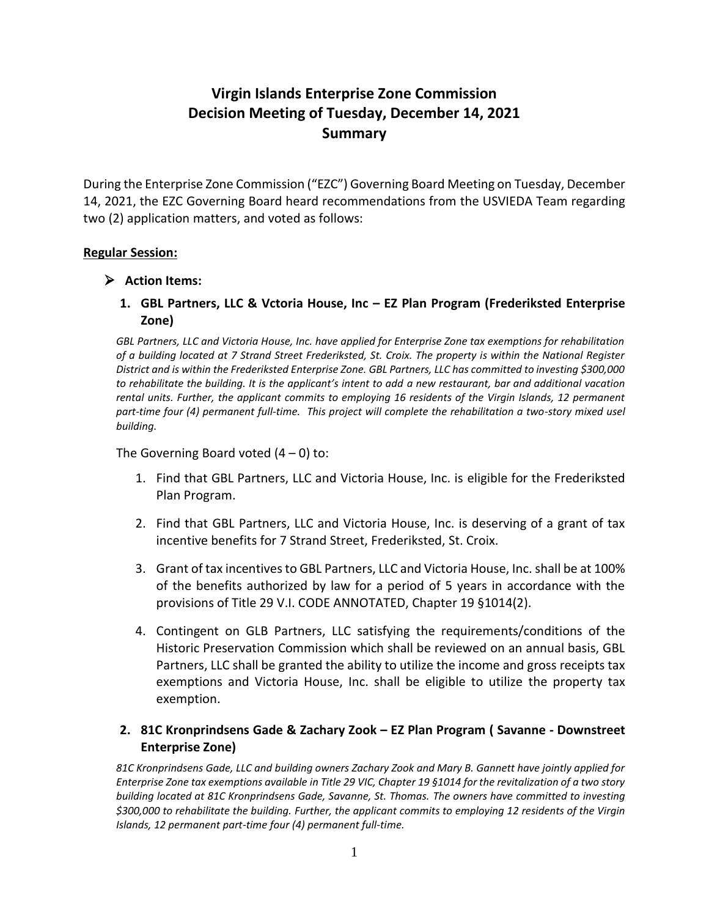# Virgin Islands Enterprise Zone Commission
# Decision Meeting of Tuesday, December 14, 2021
# Summary

During the Enterprise Zone Commission ("EZC") Governing Board Meeting on Tuesday, December 14, 2021, the EZC Governing Board heard recommendations from the USVIEDA Team regarding two (2) application matters, and voted as follows:

**Regular Session:**

- **Action Items:**

**1. GBL Partners, LLC & Vctoria House, Inc – EZ Plan Program (Frederiksted Enterprise Zone)**

*GBL Partners, LLC and Victoria House, Inc. have applied for Enterprise Zone tax exemptions for rehabilitation of a building located at 7 Strand Street Frederiksted, St. Croix. The property is within the National Register District and is within the Frederiksted Enterprise Zone. GBL Partners, LLC has committed to investing $300,000 to rehabilitate the building. It is the applicant's intent to add a new restaurant, bar and additional vacation rental units. Further, the applicant commits to employing 16 residents of the Virgin Islands, 12 permanent part-time four (4) permanent full-time. This project will complete the rehabilitation a two-story mixed usel building.*

The Governing Board voted (4 – 0) to:

1. Find that GBL Partners, LLC and Victoria House, Inc. is eligible for the Frederiksted Plan Program.
2. Find that GBL Partners, LLC and Victoria House, Inc. is deserving of a grant of tax incentive benefits for 7 Strand Street, Frederiksted, St. Croix.
3. Grant of tax incentives to GBL Partners, LLC and Victoria House, Inc. shall be at 100% of the benefits authorized by law for a period of 5 years in accordance with the provisions of Title 29 V.I. CODE ANNOTATED, Chapter 19 §1014(2).
4. Contingent on GLB Partners, LLC satisfying the requirements/conditions of the Historic Preservation Commission which shall be reviewed on an annual basis, GBL Partners, LLC shall be granted the ability to utilize the income and gross receipts tax exemptions and Victoria House, Inc. shall be eligible to utilize the property tax exemption.

**2. 81C Kronprindsens Gade & Zachary Zook – EZ Plan Program ( Savanne - Downstreet Enterprise Zone)**

*81C Kronprindsens Gade, LLC and building owners Zachary Zook and Mary B. Gannett have jointly applied for Enterprise Zone tax exemptions available in Title 29 VIC, Chapter 19 §1014 for the revitalization of a two story building located at 81C Kronprindsens Gade, Savanne, St. Thomas. The owners have committed to investing $300,000 to rehabilitate the building. Further, the applicant commits to employing 12 residents of the Virgin Islands, 12 permanent part-time four (4) permanent full-time.*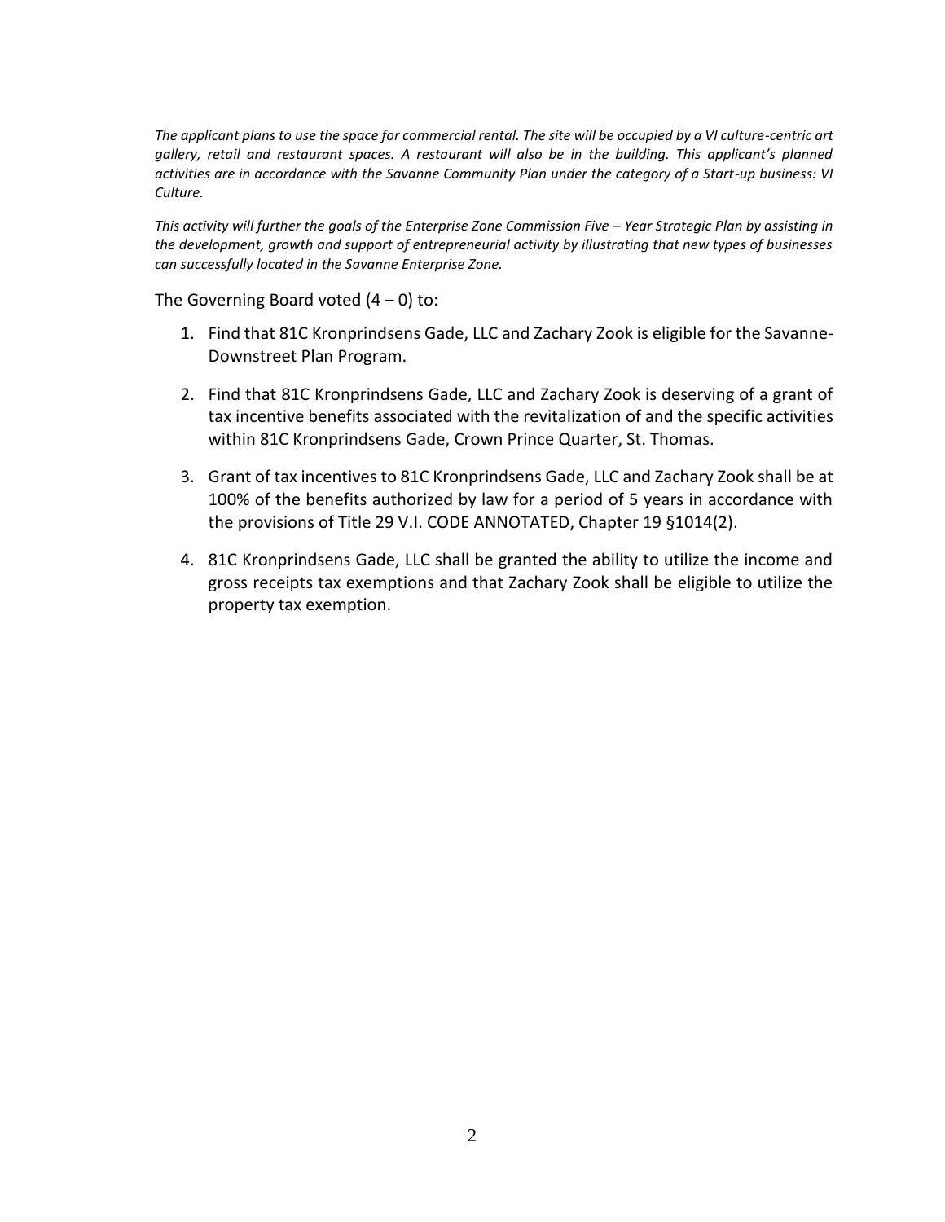*The applicant plans to use the space for commercial rental. The site will be occupied by a VI culture-centric art gallery, retail and restaurant spaces. A restaurant will also be in the building. This applicant's planned activities are in accordance with the Savanne Community Plan under the category of a Start-up business: VI Culture.*

*This activity will further the goals of the Enterprise Zone Commission Five – Year Strategic Plan by assisting in the development, growth and support of entrepreneurial activity by illustrating that new types of businesses can successfully located in the Savanne Enterprise Zone.*

The Governing Board voted (4 – 0) to:

1. Find that 81C Kronprindsens Gade, LLC and Zachary Zook is eligible for the Savanne-Downstreet Plan Program.
2. Find that 81C Kronprindsens Gade, LLC and Zachary Zook is deserving of a grant of tax incentive benefits associated with the revitalization of and the specific activities within 81C Kronprindsens Gade, Crown Prince Quarter, St. Thomas.
3. Grant of tax incentives to 81C Kronprindsens Gade, LLC and Zachary Zook shall be at 100% of the benefits authorized by law for a period of 5 years in accordance with the provisions of Title 29 V.I. CODE ANNOTATED, Chapter 19 §1014(2).
4. 81C Kronprindsens Gade, LLC shall be granted the ability to utilize the income and gross receipts tax exemptions and that Zachary Zook shall be eligible to utilize the property tax exemption.